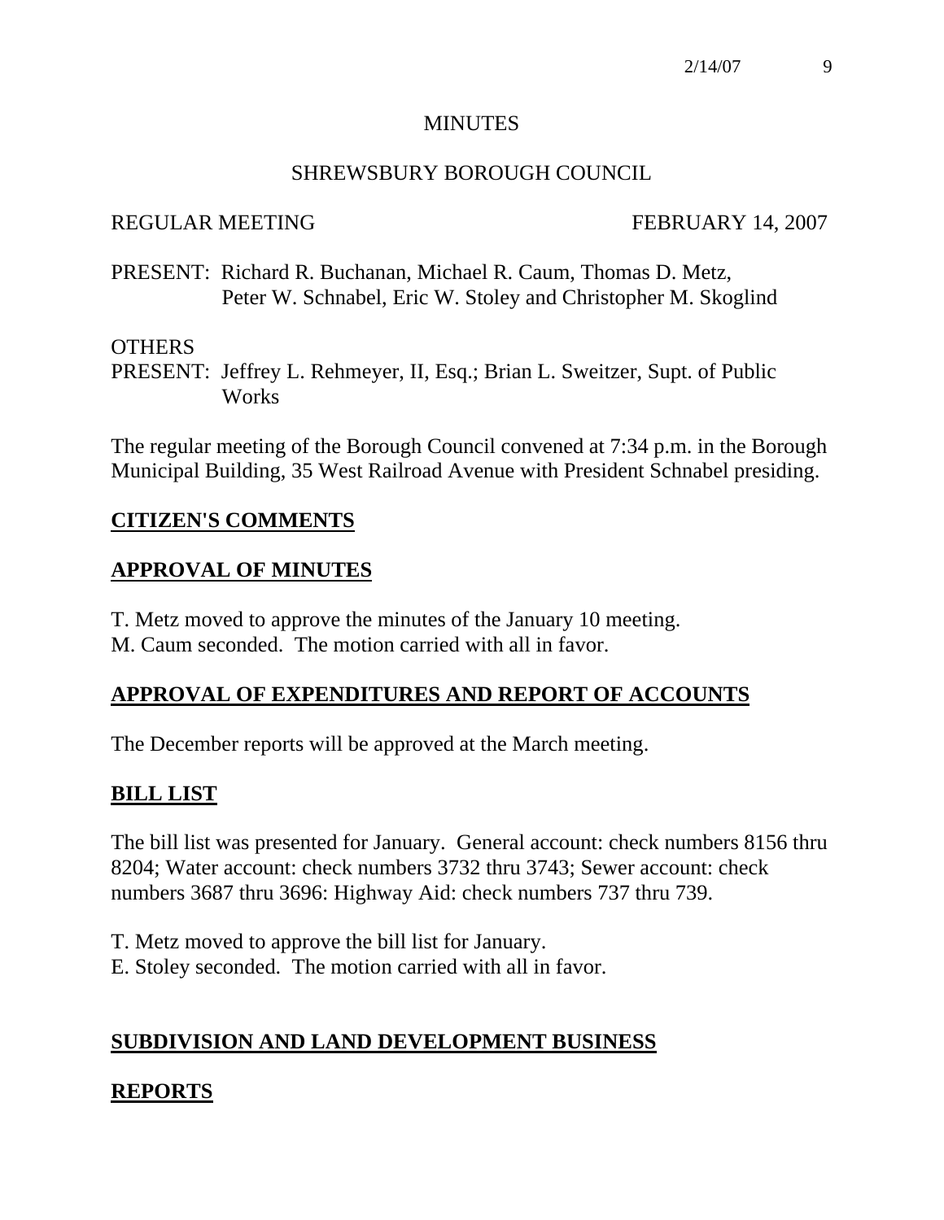# MINUTES

## SHREWSBURY BOROUGH COUNCIL

REGULAR MEETING FEBRUARY 14, 2007

PRESENT: Richard R. Buchanan, Michael R. Caum, Thomas D. Metz, Peter W. Schnabel, Eric W. Stoley and Christopher M. Skoglind

OTHERS
PRESENT: Jeffrey L. Rehmeyer, II, Esq.; Brian L. Sweitzer, Supt. of Public Works

The regular meeting of the Borough Council convened at 7:34 p.m. in the Borough Municipal Building, 35 West Railroad Avenue with President Schnabel presiding.

## CITIZEN'S COMMENTS

## APPROVAL OF MINUTES

T. Metz moved to approve the minutes of the January 10 meeting.
M. Caum seconded. The motion carried with all in favor.

## APPROVAL OF EXPENDITURES AND REPORT OF ACCOUNTS

The December reports will be approved at the March meeting.

## BILL LIST

The bill list was presented for January. General account: check numbers 8156 thru 8204; Water account: check numbers 3732 thru 3743; Sewer account: check numbers 3687 thru 3696: Highway Aid: check numbers 737 thru 739.

T. Metz moved to approve the bill list for January.
E. Stoley seconded. The motion carried with all in favor.

## SUBDIVISION AND LAND DEVELOPMENT BUSINESS

## REPORTS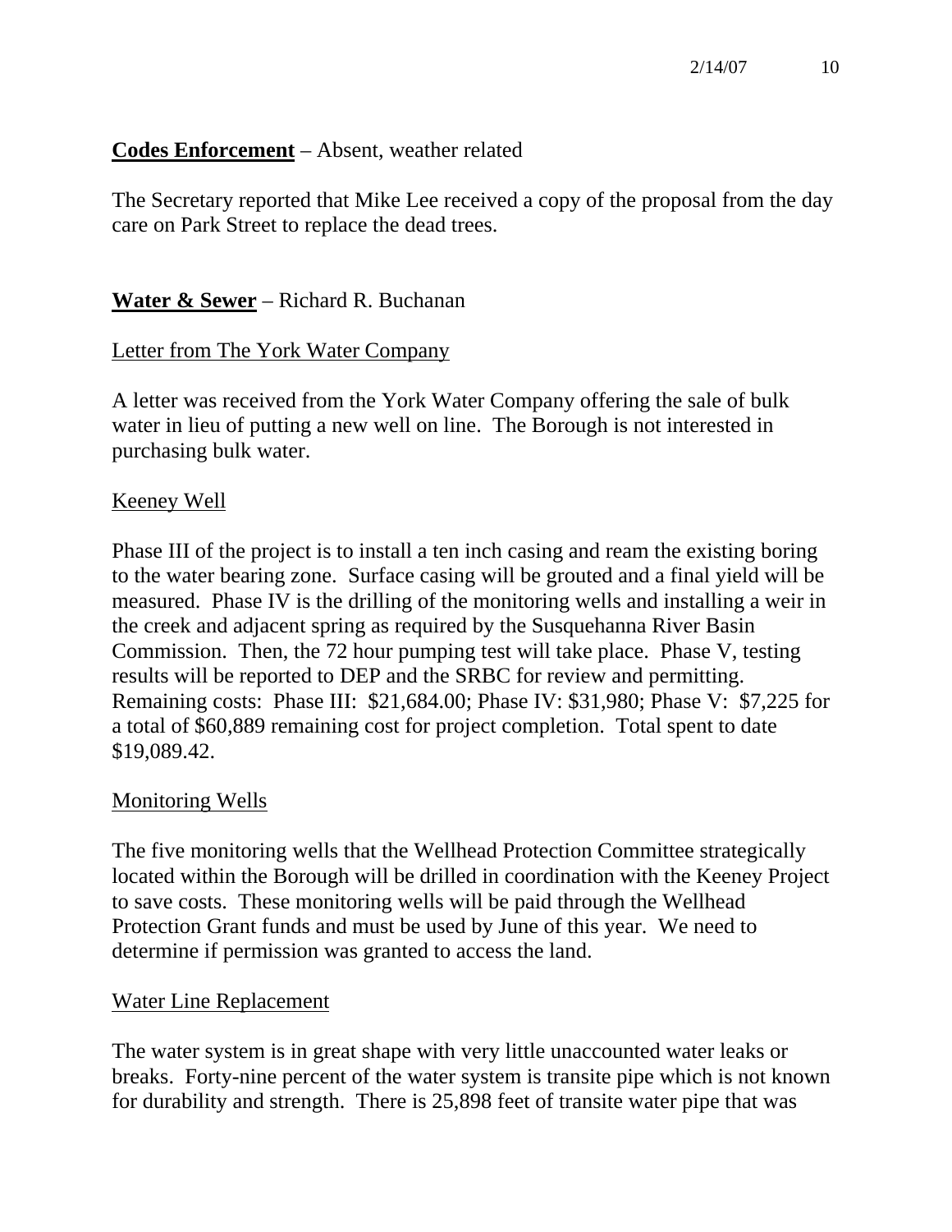**Codes Enforcement** – Absent, weather related

The Secretary reported that Mike Lee received a copy of the proposal from the day care on Park Street to replace the dead trees.

**Water & Sewer** – Richard R. Buchanan

Letter from The York Water Company

A letter was received from the York Water Company offering the sale of bulk water in lieu of putting a new well on line. The Borough is not interested in purchasing bulk water.

Keeney Well

Phase III of the project is to install a ten inch casing and ream the existing boring to the water bearing zone. Surface casing will be grouted and a final yield will be measured. Phase IV is the drilling of the monitoring wells and installing a weir in the creek and adjacent spring as required by the Susquehanna River Basin Commission. Then, the 72 hour pumping test will take place. Phase V, testing results will be reported to DEP and the SRBC for review and permitting. Remaining costs: Phase III: $21,684.00; Phase IV: $31,980; Phase V: $7,225 for a total of $60,889 remaining cost for project completion. Total spent to date $19,089.42.

Monitoring Wells

The five monitoring wells that the Wellhead Protection Committee strategically located within the Borough will be drilled in coordination with the Keeney Project to save costs. These monitoring wells will be paid through the Wellhead Protection Grant funds and must be used by June of this year. We need to determine if permission was granted to access the land.

Water Line Replacement

The water system is in great shape with very little unaccounted water leaks or breaks. Forty-nine percent of the water system is transite pipe which is not known for durability and strength. There is 25,898 feet of transite water pipe that was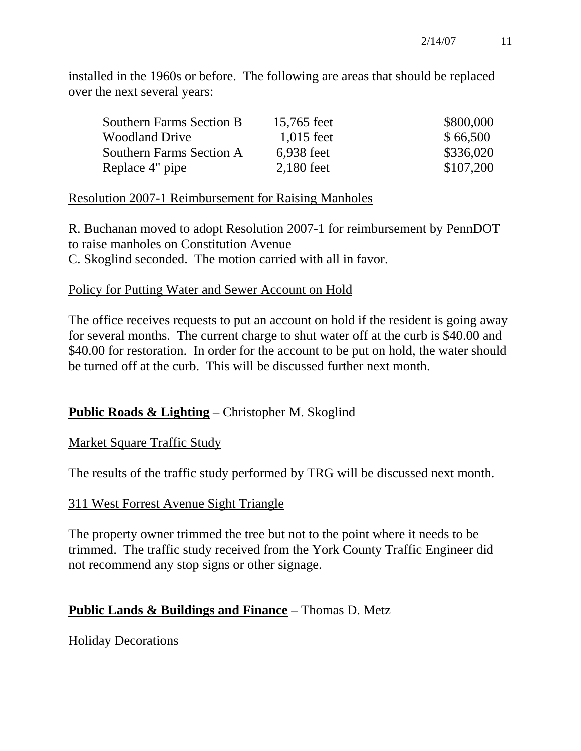installed in the 1960s or before. The following are areas that should be replaced over the next several years:

| | | |
|---|---|---|
| Southern Farms Section B | 15,765 feet | $800,000 |
| Woodland Drive | 1,015 feet | $ 66,500 |
| Southern Farms Section A | 6,938 feet | $336,020 |
| Replace 4" pipe | 2,180 feet | $107,200 |

<u>Resolution 2007-1 Reimbursement for Raising Manholes</u>

R. Buchanan moved to adopt Resolution 2007-1 for reimbursement by PennDOT to raise manholes on Constitution Avenue
C. Skoglind seconded. The motion carried with all in favor.

<u>Policy for Putting Water and Sewer Account on Hold</u>

The office receives requests to put an account on hold if the resident is going away for several months. The current charge to shut water off at the curb is $40.00 and $40.00 for restoration. In order for the account to be put on hold, the water should be turned off at the curb. This will be discussed further next month.

## **<u>Public Roads & Lighting</u>** – Christopher M. Skoglind

<u>Market Square Traffic Study</u>

The results of the traffic study performed by TRG will be discussed next month.

<u>311 West Forrest Avenue Sight Triangle</u>

The property owner trimmed the tree but not to the point where it needs to be trimmed. The traffic study received from the York County Traffic Engineer did not recommend any stop signs or other signage.

## **<u>Public Lands & Buildings and Finance</u>** – Thomas D. Metz

<u>Holiday Decorations</u>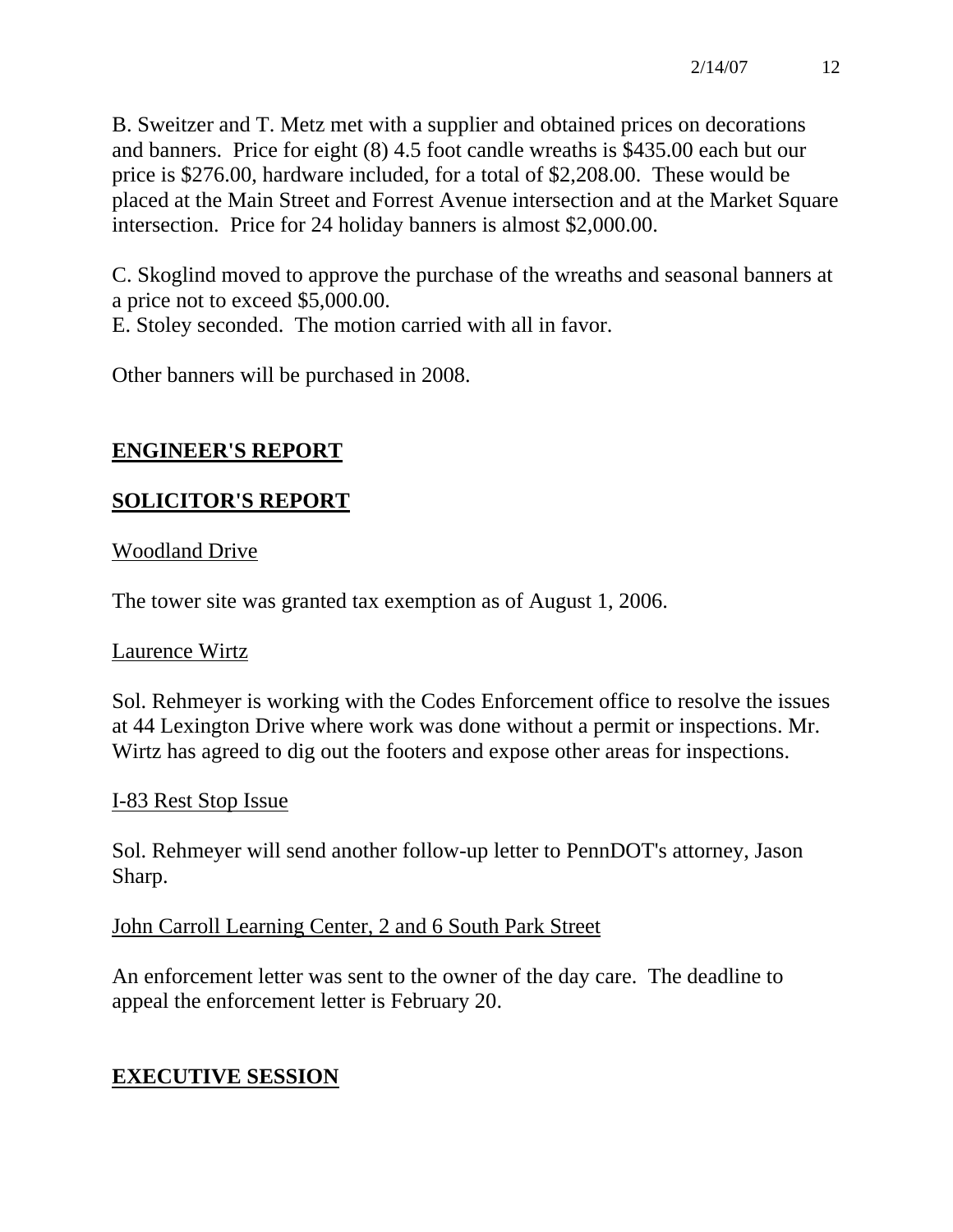B. Sweitzer and T. Metz met with a supplier and obtained prices on decorations and banners. Price for eight (8) 4.5 foot candle wreaths is $435.00 each but our price is $276.00, hardware included, for a total of $2,208.00. These would be placed at the Main Street and Forrest Avenue intersection and at the Market Square intersection. Price for 24 holiday banners is almost $2,000.00.

C. Skoglind moved to approve the purchase of the wreaths and seasonal banners at a price not to exceed $5,000.00.
E. Stoley seconded. The motion carried with all in favor.

Other banners will be purchased in 2008.

## ENGINEER'S REPORT

## SOLICITOR'S REPORT

Woodland Drive

The tower site was granted tax exemption as of August 1, 2006.

Laurence Wirtz

Sol. Rehmeyer is working with the Codes Enforcement office to resolve the issues at 44 Lexington Drive where work was done without a permit or inspections. Mr. Wirtz has agreed to dig out the footers and expose other areas for inspections.

I-83 Rest Stop Issue

Sol. Rehmeyer will send another follow-up letter to PennDOT's attorney, Jason Sharp.

John Carroll Learning Center, 2 and 6 South Park Street

An enforcement letter was sent to the owner of the day care. The deadline to appeal the enforcement letter is February 20.

## EXECUTIVE SESSION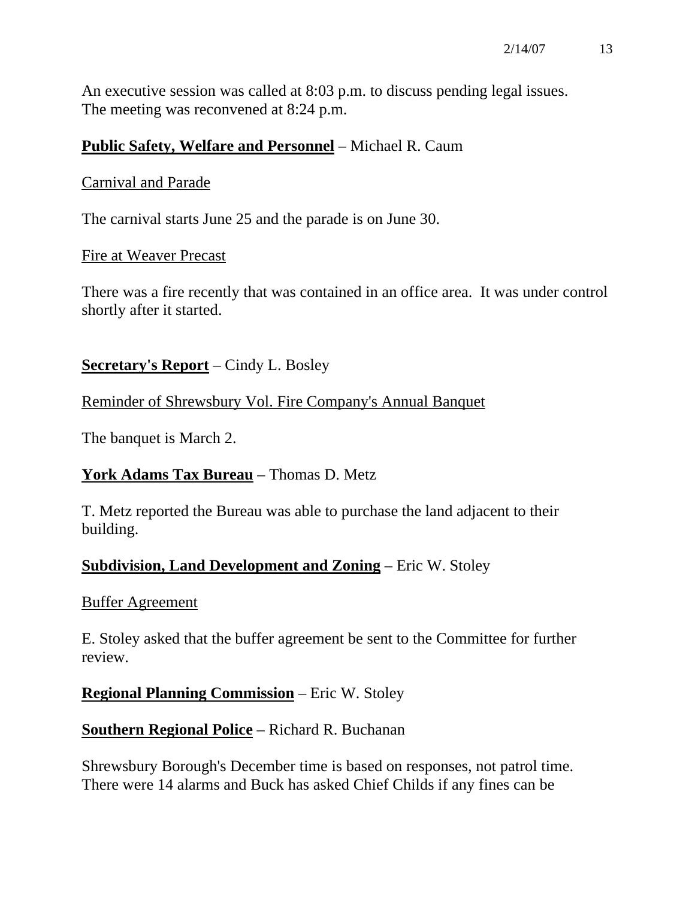An executive session was called at 8:03 p.m. to discuss pending legal issues. The meeting was reconvened at 8:24 p.m.

**Public Safety, Welfare and Personnel** – Michael R. Caum

Carnival and Parade

The carnival starts June 25 and the parade is on June 30.

Fire at Weaver Precast

There was a fire recently that was contained in an office area. It was under control shortly after it started.

**Secretary's Report** – Cindy L. Bosley

Reminder of Shrewsbury Vol. Fire Company's Annual Banquet

The banquet is March 2.

**York Adams Tax Bureau** – Thomas D. Metz

T. Metz reported the Bureau was able to purchase the land adjacent to their building.

**Subdivision, Land Development and Zoning** – Eric W. Stoley

Buffer Agreement

E. Stoley asked that the buffer agreement be sent to the Committee for further review.

**Regional Planning Commission** – Eric W. Stoley

**Southern Regional Police** – Richard R. Buchanan

Shrewsbury Borough's December time is based on responses, not patrol time. There were 14 alarms and Buck has asked Chief Childs if any fines can be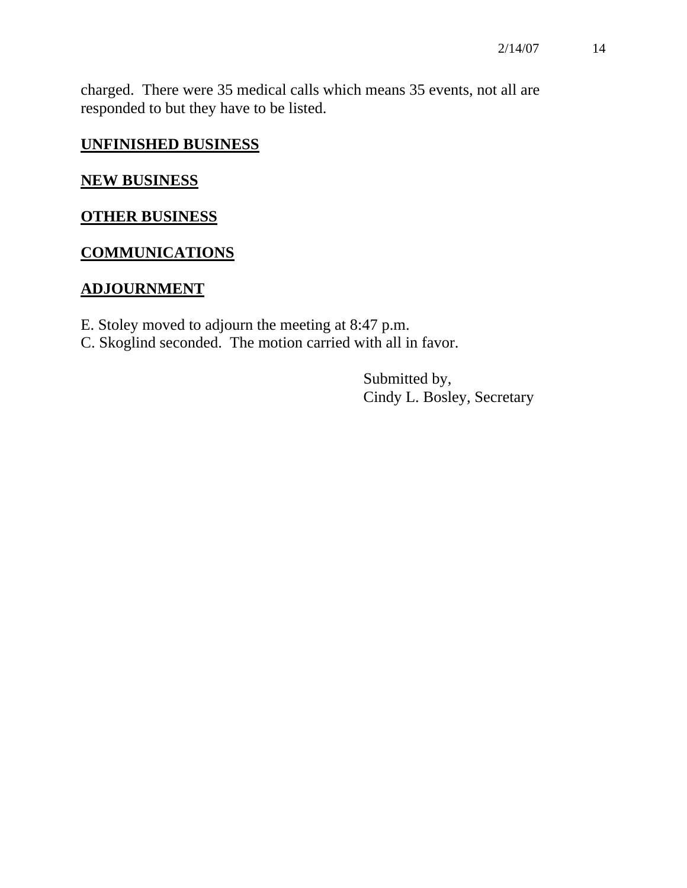charged. There were 35 medical calls which means 35 events, not all are responded to but they have to be listed.

**UNFINISHED BUSINESS**

**NEW BUSINESS**

**OTHER BUSINESS**

**COMMUNICATIONS**

**ADJOURNMENT**

E. Stoley moved to adjourn the meeting at 8:47 p.m.
C. Skoglind seconded. The motion carried with all in favor.

Submitted by,
Cindy L. Bosley, Secretary